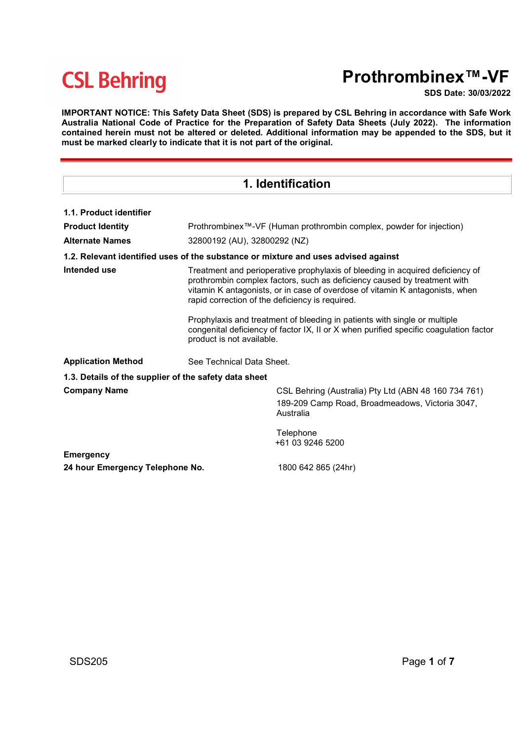CSL Behring

# Prothrombinex™-VF

**SDS Date: 30/03/2022**

**IMPORTANT NOTICE: This Safety Data Sheet (SDS) is prepared by CSL Behring in accordance with Safe Work Australia National Code of Practice for the Preparation of Safety Data Sheets (July 2022). The information contained herein must not be altered or deleted. Additional information may be appended to the SDS, but it must be marked clearly to indicate that it is not part of the original.**

## 1. Identification

### 1.1. Product identifier

**Product Identity** Prothrombinex™-VF (Human prothrombin complex, powder for injection)

**Alternate Names** 32800192 (AU), 32800292 (NZ)

### 1.2. Relevant identified uses of the substance or mixture and uses advised against

**Intended use** Treatment and perioperative prophylaxis of bleeding in acquired deficiency of prothrombin complex factors, such as deficiency caused by treatment with vitamin K antagonists, or in case of overdose of vitamin K antagonists, when rapid correction of the deficiency is required.

Prophylaxis and treatment of bleeding in patients with single or multiple congenital deficiency of factor IX, II or X when purified specific coagulation factor product is not available.

**Application Method** See Technical Data Sheet.

### 1.3. Details of the supplier of the safety data sheet

**Company Name** CSL Behring (Australia) Pty Ltd (ABN 48 160 734 761)
189-209 Camp Road, Broadmeadows, Victoria 3047, Australia

Telephone
+61 03 9246 5200

**Emergency**

**24 hour Emergency Telephone No.** 1800 642 865 (24hr)

SDS205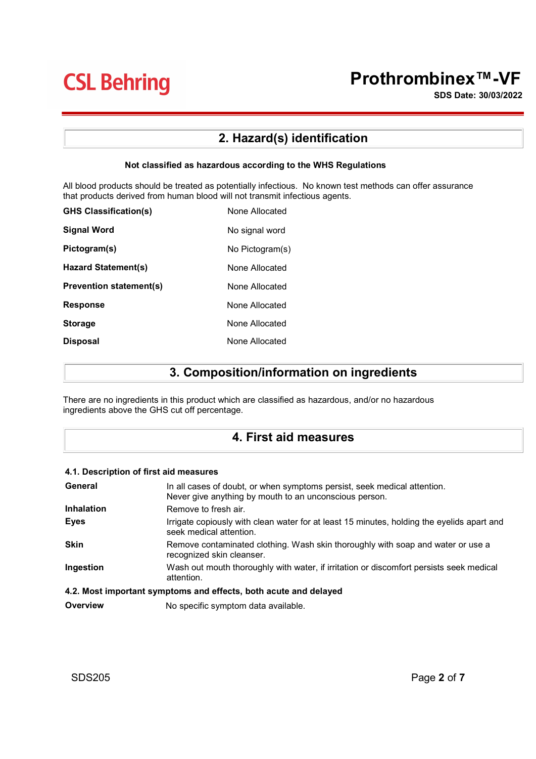## 2. Hazard(s) identification

**Not classified as hazardous according to the WHS Regulations**

All blood products should be treated as potentially infectious. No known test methods can offer assurance that products derived from human blood will not transmit infectious agents.

| | |
|---|---|
| **GHS Classification(s)** | None Allocated |
| **Signal Word** | No signal word |
| **Pictogram(s)** | No Pictogram(s) |
| **Hazard Statement(s)** | None Allocated |
| **Prevention statement(s)** | None Allocated |
| **Response** | None Allocated |
| **Storage** | None Allocated |
| **Disposal** | None Allocated |

## 3. Composition/information on ingredients

There are no ingredients in this product which are classified as hazardous, and/or no hazardous ingredients above the GHS cut off percentage.

## 4. First aid measures

### 4.1. Description of first aid measures

| | |
|---|---|
| **General** | In all cases of doubt, or when symptoms persist, seek medical attention. Never give anything by mouth to an unconscious person. |
| **Inhalation** | Remove to fresh air. |
| **Eyes** | Irrigate copiously with clean water for at least 15 minutes, holding the eyelids apart and seek medical attention. |
| **Skin** | Remove contaminated clothing. Wash skin thoroughly with soap and water or use a recognized skin cleanser. |
| **Ingestion** | Wash out mouth thoroughly with water, if irritation or discomfort persists seek medical attention. |

### 4.2. Most important symptoms and effects, both acute and delayed

| | |
|---|---|
| **Overview** | No specific symptom data available. |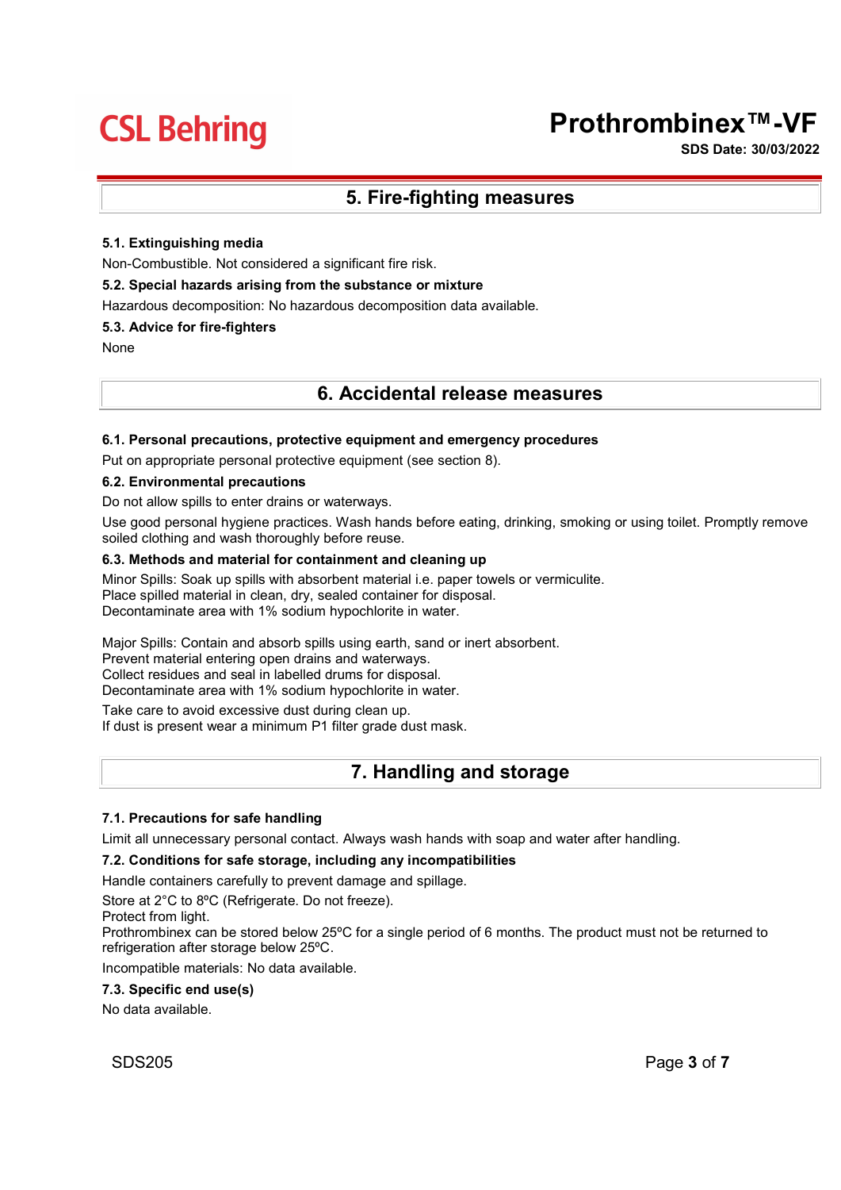## 5. Fire-fighting measures

### 5.1. Extinguishing media

Non-Combustible. Not considered a significant fire risk.

### 5.2. Special hazards arising from the substance or mixture

Hazardous decomposition: No hazardous decomposition data available.

### 5.3. Advice for fire-fighters

None

## 6. Accidental release measures

### 6.1. Personal precautions, protective equipment and emergency procedures

Put on appropriate personal protective equipment (see section 8).

### 6.2. Environmental precautions

Do not allow spills to enter drains or waterways.

Use good personal hygiene practices. Wash hands before eating, drinking, smoking or using toilet. Promptly remove soiled clothing and wash thoroughly before reuse.

### 6.3. Methods and material for containment and cleaning up

Minor Spills: Soak up spills with absorbent material i.e. paper towels or vermiculite.
Place spilled material in clean, dry, sealed container for disposal.
Decontaminate area with 1% sodium hypochlorite in water.

Major Spills: Contain and absorb spills using earth, sand or inert absorbent.
Prevent material entering open drains and waterways.
Collect residues and seal in labelled drums for disposal.
Decontaminate area with 1% sodium hypochlorite in water.

Take care to avoid excessive dust during clean up.
If dust is present wear a minimum P1 filter grade dust mask.

## 7. Handling and storage

### 7.1. Precautions for safe handling

Limit all unnecessary personal contact. Always wash hands with soap and water after handling.

### 7.2. Conditions for safe storage, including any incompatibilities

Handle containers carefully to prevent damage and spillage.

Store at 2°C to 8ºC (Refrigerate. Do not freeze).
Protect from light.
Prothrombinex can be stored below 25ºC for a single period of 6 months. The product must not be returned to refrigeration after storage below 25ºC.

Incompatible materials: No data available.

### 7.3. Specific end use(s)

No data available.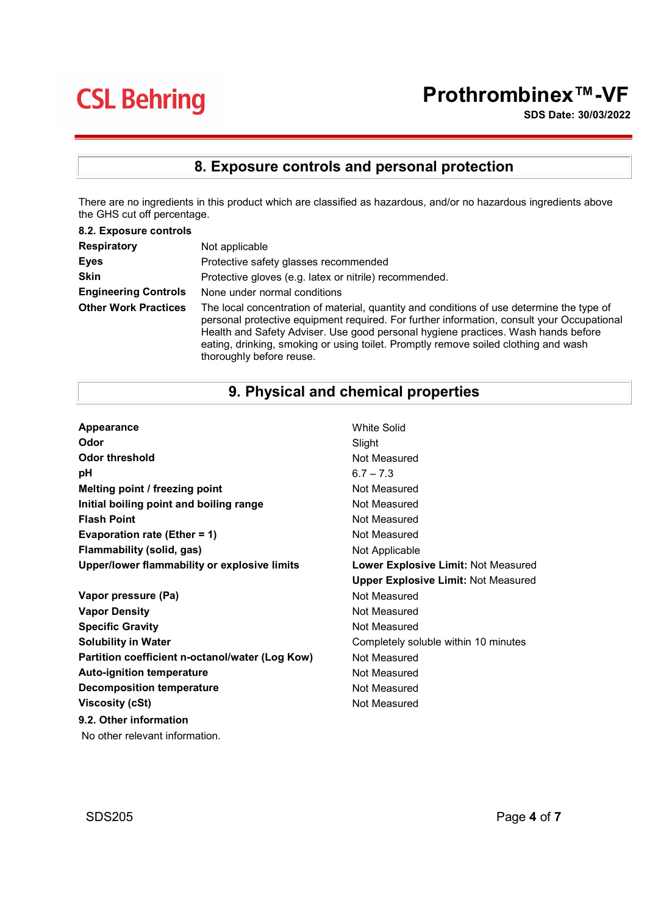## 8. Exposure controls and personal protection

There are no ingredients in this product which are classified as hazardous, and/or no hazardous ingredients above the GHS cut off percentage.

### 8.2. Exposure controls

| | |
|---|---|
| **Respiratory** | Not applicable |
| **Eyes** | Protective safety glasses recommended |
| **Skin** | Protective gloves (e.g. latex or nitrile) recommended. |
| **Engineering Controls** | None under normal conditions |
| **Other Work Practices** | The local concentration of material, quantity and conditions of use determine the type of personal protective equipment required. For further information, consult your Occupational Health and Safety Adviser. Use good personal hygiene practices. Wash hands before eating, drinking, smoking or using toilet. Promptly remove soiled clothing and wash thoroughly before reuse. |

## 9. Physical and chemical properties

| | |
|---|---|
| **Appearance** | White Solid |
| **Odor** | Slight |
| **Odor threshold** | Not Measured |
| **pH** | 6.7 – 7.3 |
| **Melting point / freezing point** | Not Measured |
| **Initial boiling point and boiling range** | Not Measured |
| **Flash Point** | Not Measured |
| **Evaporation rate (Ether = 1)** | Not Measured |
| **Flammability (solid, gas)** | Not Applicable |
| **Upper/lower flammability or explosive limits** | **Lower Explosive Limit:** Not Measured<br>**Upper Explosive Limit:** Not Measured |
| **Vapor pressure (Pa)** | Not Measured |
| **Vapor Density** | Not Measured |
| **Specific Gravity** | Not Measured |
| **Solubility in Water** | Completely soluble within 10 minutes |
| **Partition coefficient n-octanol/water (Log Kow)** | Not Measured |
| **Auto-ignition temperature** | Not Measured |
| **Decomposition temperature** | Not Measured |
| **Viscosity (cSt)** | Not Measured |

### 9.2. Other information

No other relevant information.

SDS205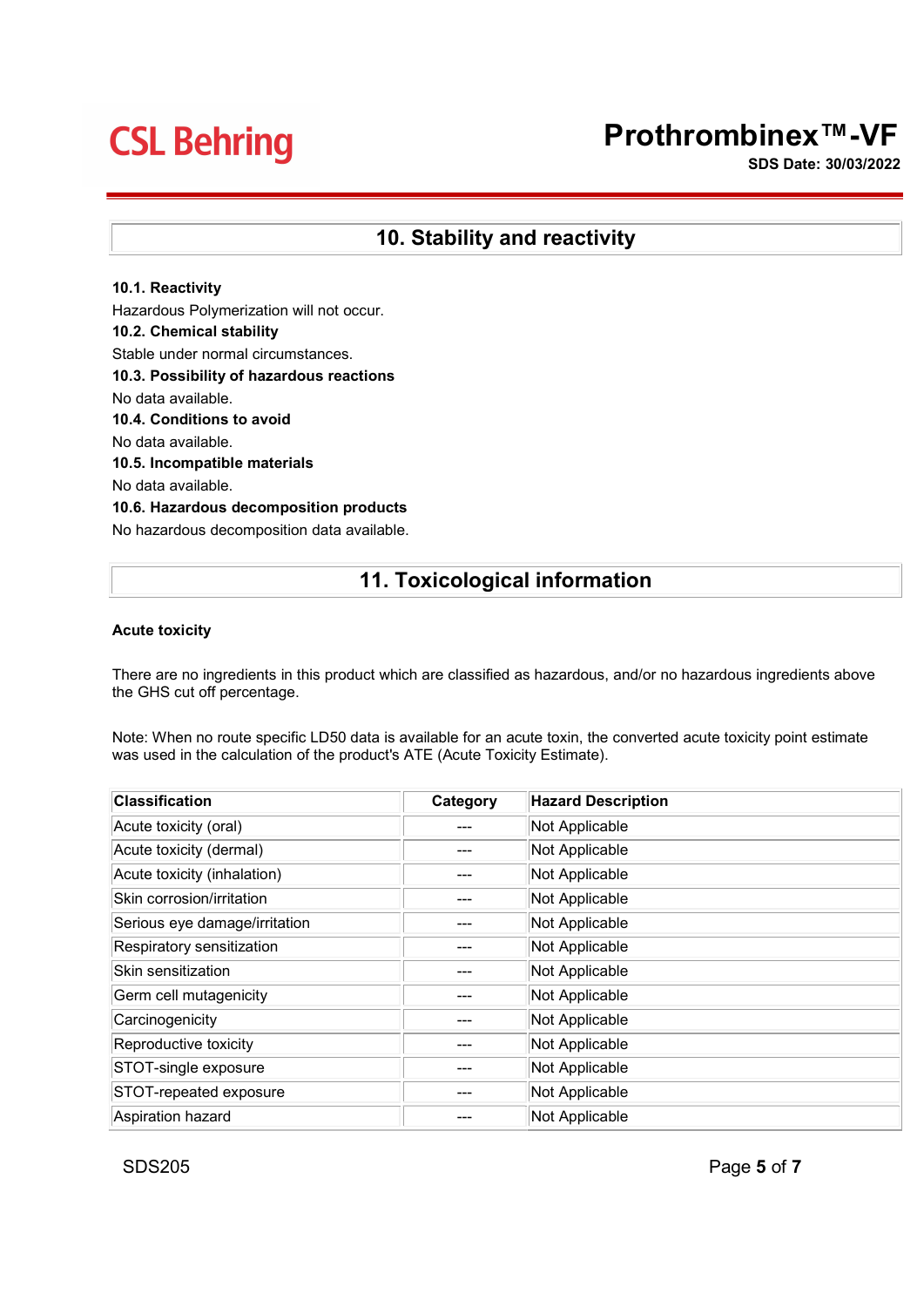## 10. Stability and reactivity

**10.1. Reactivity**

Hazardous Polymerization will not occur.

**10.2. Chemical stability**

Stable under normal circumstances.

**10.3. Possibility of hazardous reactions**

No data available.

**10.4. Conditions to avoid**

No data available.

**10.5. Incompatible materials**

No data available.

**10.6. Hazardous decomposition products**

No hazardous decomposition data available.

## 11. Toxicological information

**Acute toxicity**

There are no ingredients in this product which are classified as hazardous, and/or no hazardous ingredients above the GHS cut off percentage.

Note: When no route specific LD50 data is available for an acute toxin, the converted acute toxicity point estimate was used in the calculation of the product's ATE (Acute Toxicity Estimate).

| Classification | Category | Hazard Description |
|---|---|---|
| Acute toxicity (oral) | --- | Not Applicable |
| Acute toxicity (dermal) | --- | Not Applicable |
| Acute toxicity (inhalation) | --- | Not Applicable |
| Skin corrosion/irritation | --- | Not Applicable |
| Serious eye damage/irritation | --- | Not Applicable |
| Respiratory sensitization | --- | Not Applicable |
| Skin sensitization | --- | Not Applicable |
| Germ cell mutagenicity | --- | Not Applicable |
| Carcinogenicity | --- | Not Applicable |
| Reproductive toxicity | --- | Not Applicable |
| STOT-single exposure | --- | Not Applicable |
| STOT-repeated exposure | --- | Not Applicable |
| Aspiration hazard | --- | Not Applicable |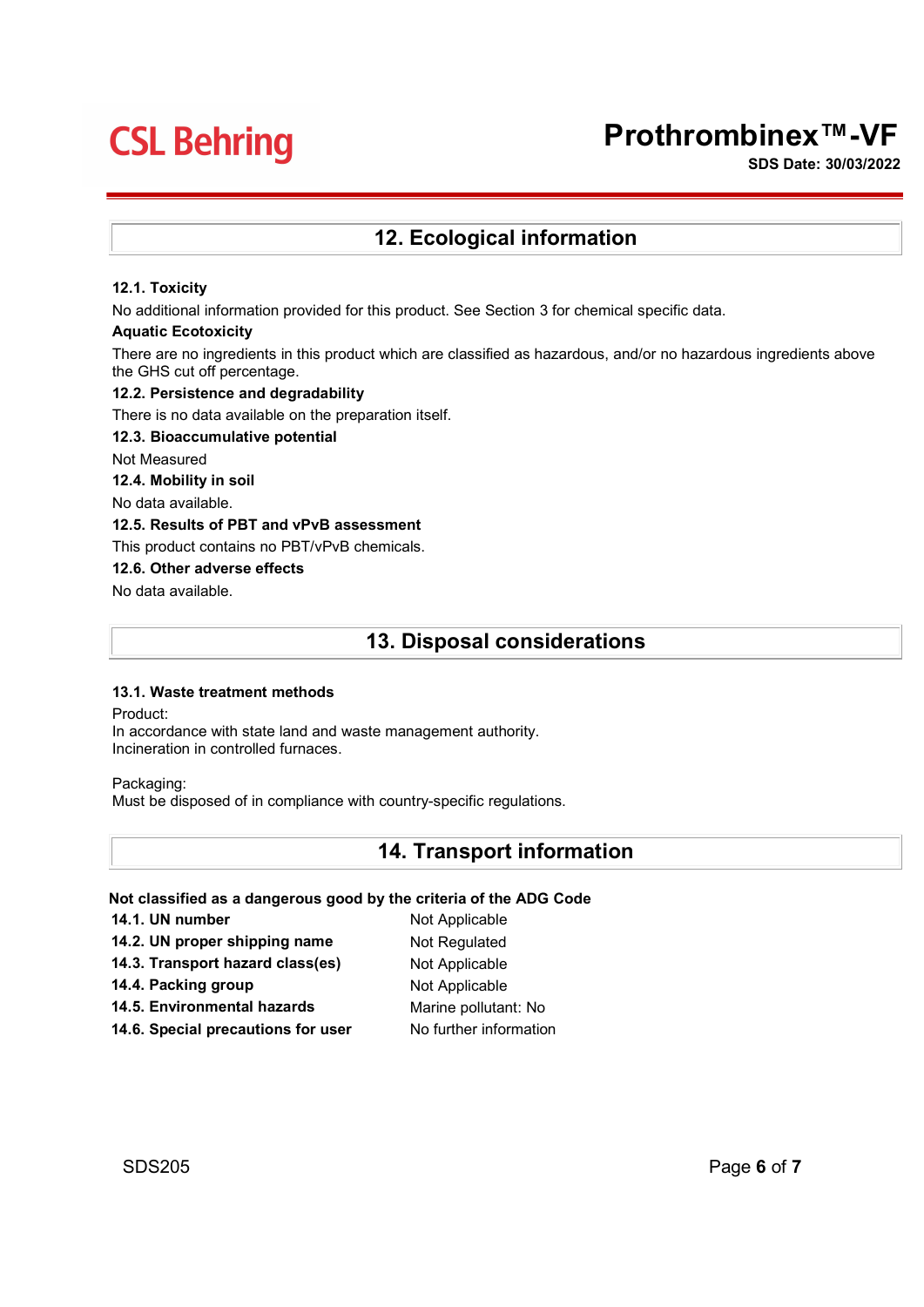## 12. Ecological information

**12.1. Toxicity**

No additional information provided for this product. See Section 3 for chemical specific data.

**Aquatic Ecotoxicity**

There are no ingredients in this product which are classified as hazardous, and/or no hazardous ingredients above the GHS cut off percentage.

**12.2. Persistence and degradability**

There is no data available on the preparation itself.

**12.3. Bioaccumulative potential**

Not Measured

**12.4. Mobility in soil**

No data available.

**12.5. Results of PBT and vPvB assessment**

This product contains no PBT/vPvB chemicals.

**12.6. Other adverse effects**

No data available.

## 13. Disposal considerations

**13.1. Waste treatment methods**

Product:
In accordance with state land and waste management authority.
Incineration in controlled furnaces.

Packaging:
Must be disposed of in compliance with country-specific regulations.

## 14. Transport information

**Not classified as a dangerous good by the criteria of the ADG Code**

| | |
|---|---|
| **14.1. UN number** | Not Applicable |
| **14.2. UN proper shipping name** | Not Regulated |
| **14.3. Transport hazard class(es)** | Not Applicable |
| **14.4. Packing group** | Not Applicable |
| **14.5. Environmental hazards** | Marine pollutant: No |
| **14.6. Special precautions for user** | No further information |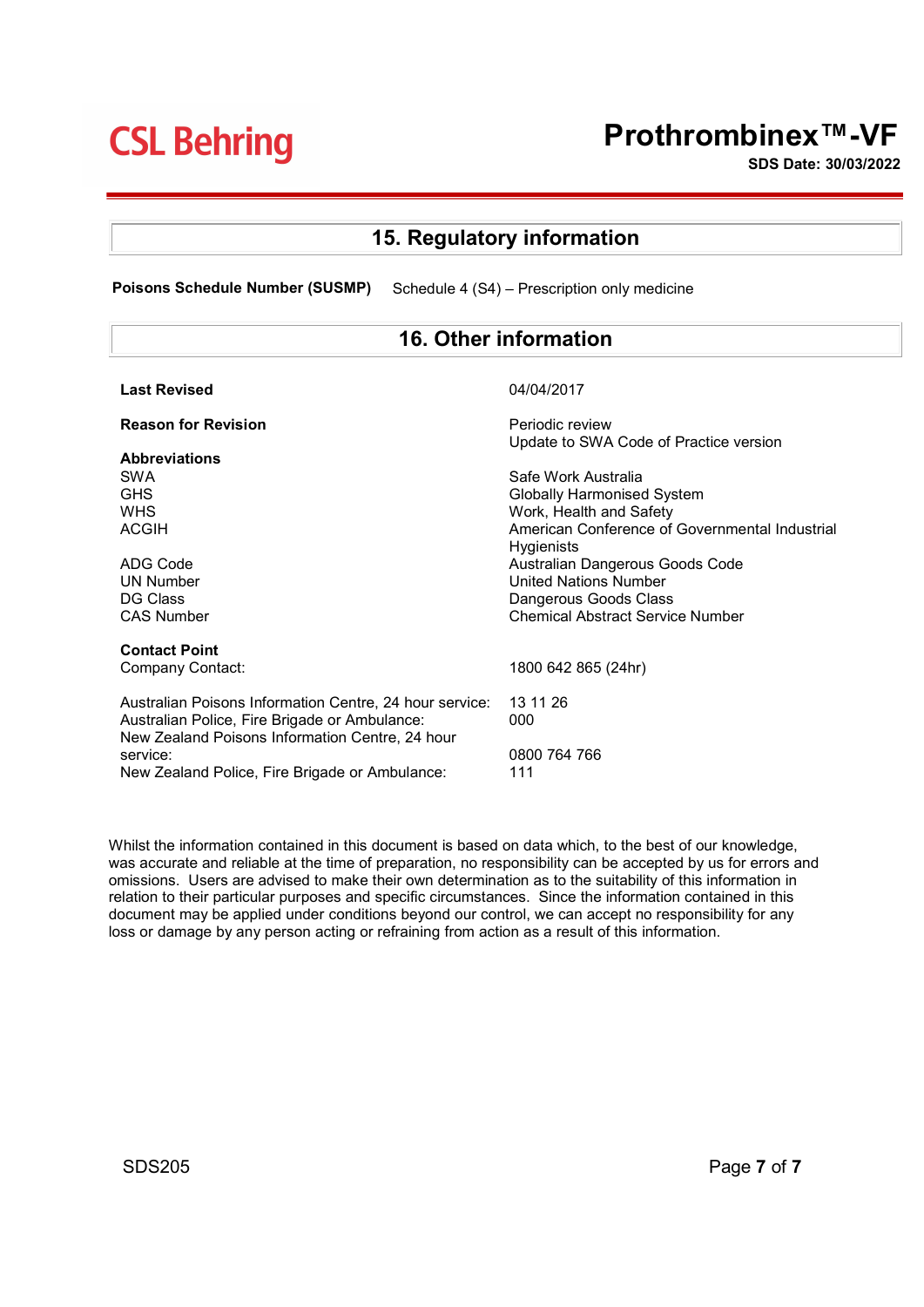## 15. Regulatory information

**Poisons Schedule Number (SUSMP)** Schedule 4 (S4) – Prescription only medicine

## 16. Other information

**Last Revised** 04/04/2017

**Reason for Revision** Periodic review
Update to SWA Code of Practice version

**Abbreviations**

| | |
|---|---|
| SWA | Safe Work Australia |
| GHS | Globally Harmonised System |
| WHS | Work, Health and Safety |
| ACGIH | American Conference of Governmental Industrial Hygienists |
| ADG Code | Australian Dangerous Goods Code |
| UN Number | United Nations Number |
| DG Class | Dangerous Goods Class |
| CAS Number | Chemical Abstract Service Number |

**Contact Point**

| | |
|---|---|
| Company Contact: | 1800 642 865 (24hr) |
| Australian Poisons Information Centre, 24 hour service: | 13 11 26 |
| Australian Police, Fire Brigade or Ambulance: | 000 |
| New Zealand Poisons Information Centre, 24 hour service: | 0800 764 766 |
| New Zealand Police, Fire Brigade or Ambulance: | 111 |

Whilst the information contained in this document is based on data which, to the best of our knowledge, was accurate and reliable at the time of preparation, no responsibility can be accepted by us for errors and omissions. Users are advised to make their own determination as to the suitability of this information in relation to their particular purposes and specific circumstances. Since the information contained in this document may be applied under conditions beyond our control, we can accept no responsibility for any loss or damage by any person acting or refraining from action as a result of this information.